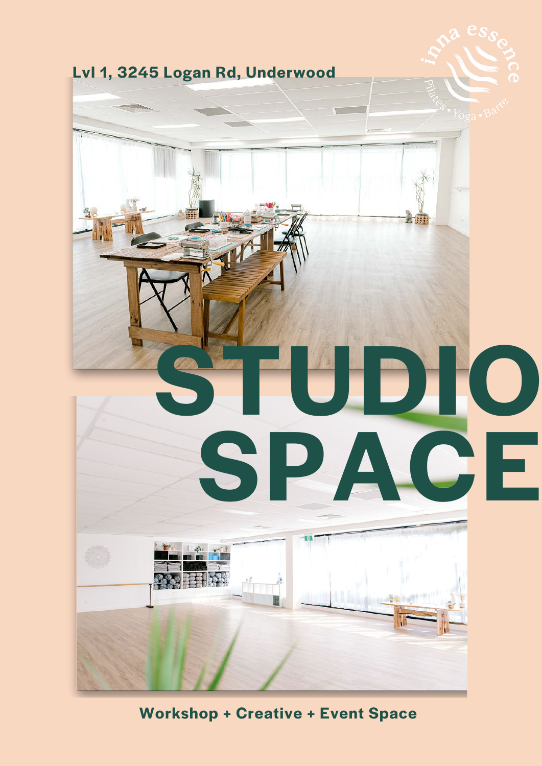Lvl 1, 3245 Logan Rd, Underwood

inna essence

Pilates • Yoga • Barre

# STUDIO SPACE

**Workshop + Creative + Event Space**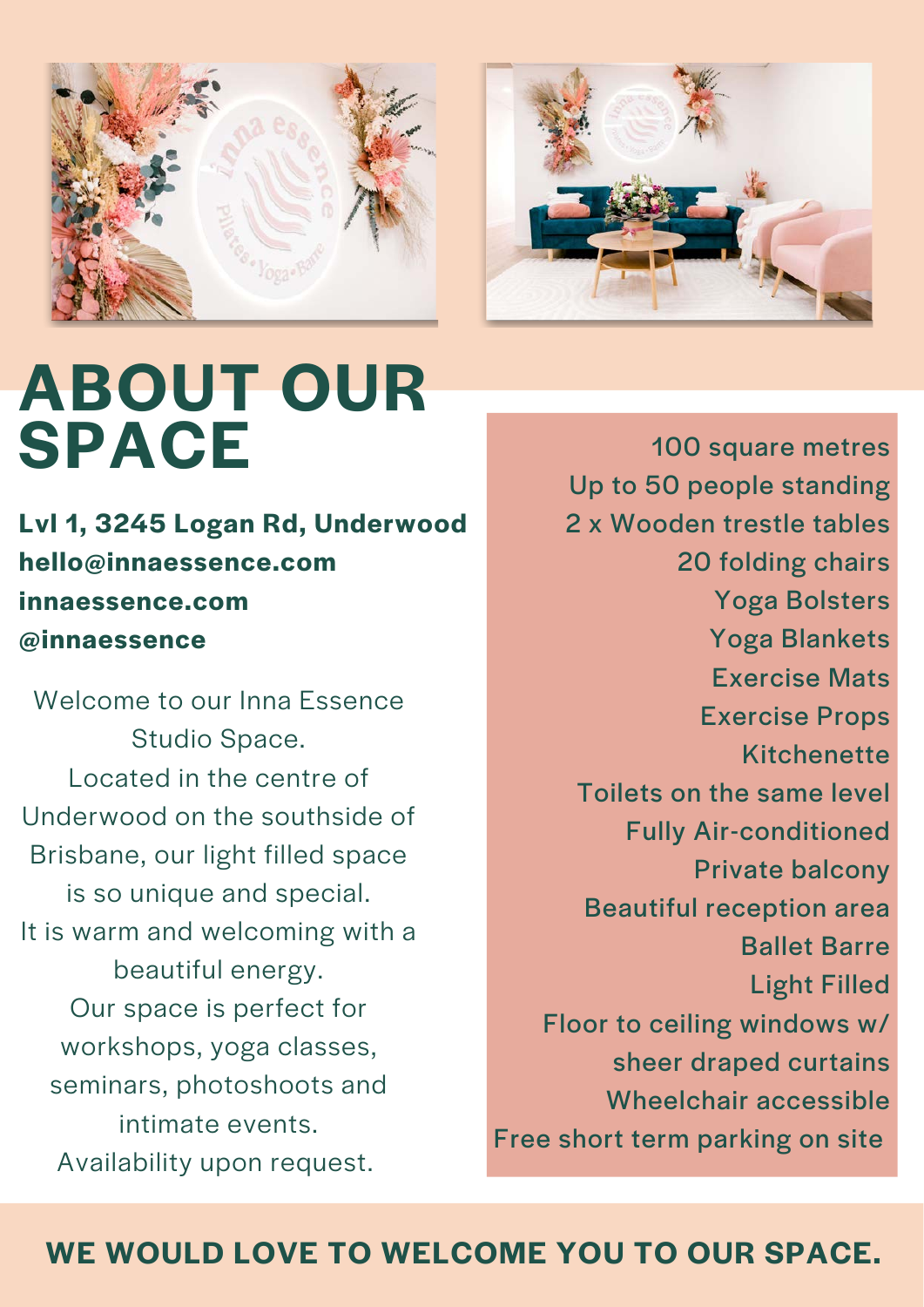# ABOUT OUR SPACE

**Lvl 1, 3245 Logan Rd, Underwood**
**hello@innaessence.com**
**innaessence.com**
**@innaessence**

Welcome to our Inna Essence Studio Space.
Located in the centre of Underwood on the southside of Brisbane, our light filled space is so unique and special.
It is warm and welcoming with a beautiful energy.
Our space is perfect for workshops, yoga classes, seminars, photoshoots and intimate events.
Availability upon request.

- 100 square metres
- Up to 50 people standing
- 2 x Wooden trestle tables
- 20 folding chairs
- Yoga Bolsters
- Yoga Blankets
- Exercise Mats
- Exercise Props
- Kitchenette
- Toilets on the same level
- Fully Air-conditioned
- Private balcony
- Beautiful reception area
- Ballet Barre
- Light Filled
- Floor to ceiling windows w/ sheer draped curtains
- Wheelchair accessible
- Free short term parking on site

**WE WOULD LOVE TO WELCOME YOU TO OUR SPACE.**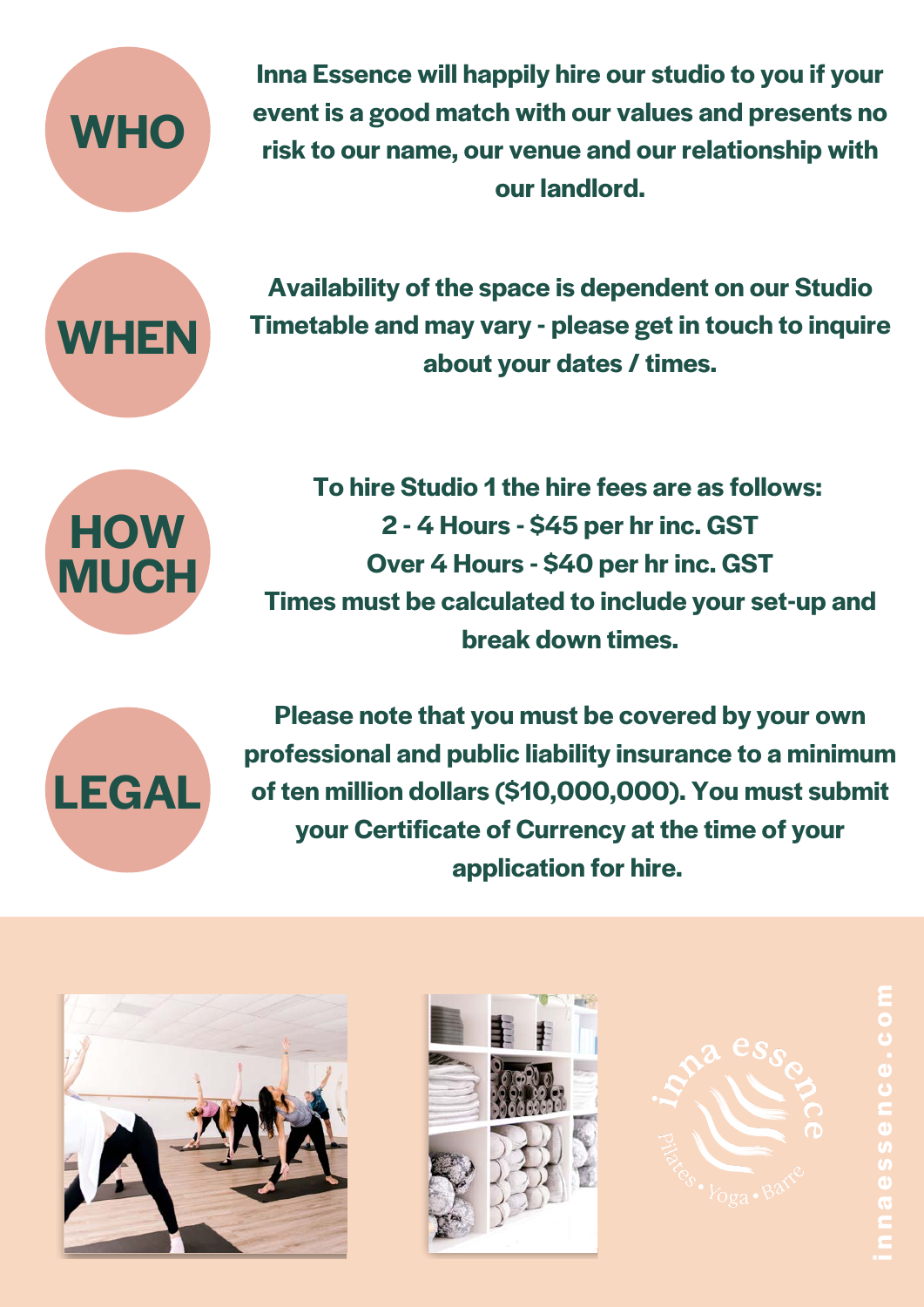## WHO

Inna Essence will happily hire our studio to you if your event is a good match with our values and presents no risk to our name, our venue and our relationship with our landlord.

## WHEN

Availability of the space is dependent on our Studio Timetable and may vary - please get in touch to inquire about your dates / times.

## HOW MUCH

To hire Studio 1 the hire fees are as follows:
2 - 4 Hours - $45 per hr inc. GST
Over 4 Hours - $40 per hr inc. GST
Times must be calculated to include your set-up and break down times.

## LEGAL

Please note that you must be covered by your own professional and public liability insurance to a minimum of ten million dollars ($10,000,000). You must submit your Certificate of Currency at the time of your application for hire.

innaessence.com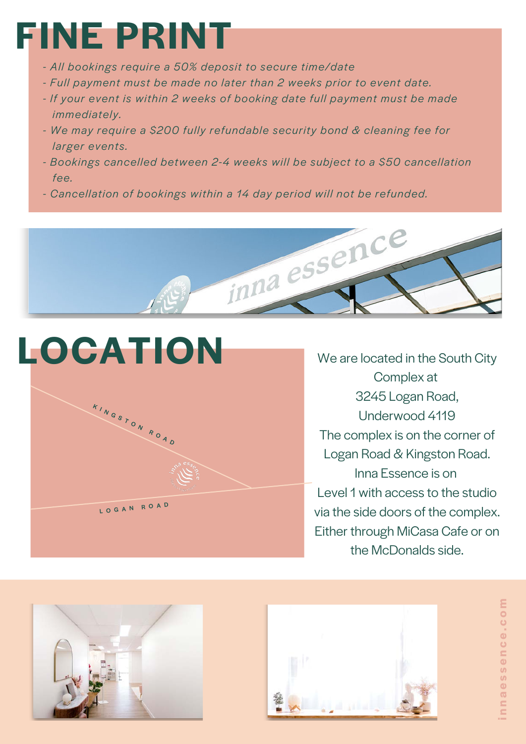# FINE PRINT

- *All bookings require a 50% deposit to secure time/date*
- *Full payment must be made no later than 2 weeks prior to event date.*
- *If your event is within 2 weeks of booking date full payment must be made immediately.*
- *We may require a $200 fully refundable security bond & cleaning fee for larger events.*
- *Bookings cancelled between 2-4 weeks will be subject to a $50 cancellation fee.*
- *Cancellation of bookings within a 14 day period will not be refunded.*

# LOCATION

KINGSTON ROAD

LOGAN ROAD

We are located in the South City Complex at
3245 Logan Road,
Underwood 4119
The complex is on the corner of Logan Road & Kingston Road.
Inna Essence is on Level 1 with access to the studio via the side doors of the complex. Either through MiCasa Cafe or on the McDonalds side.

innaessence.com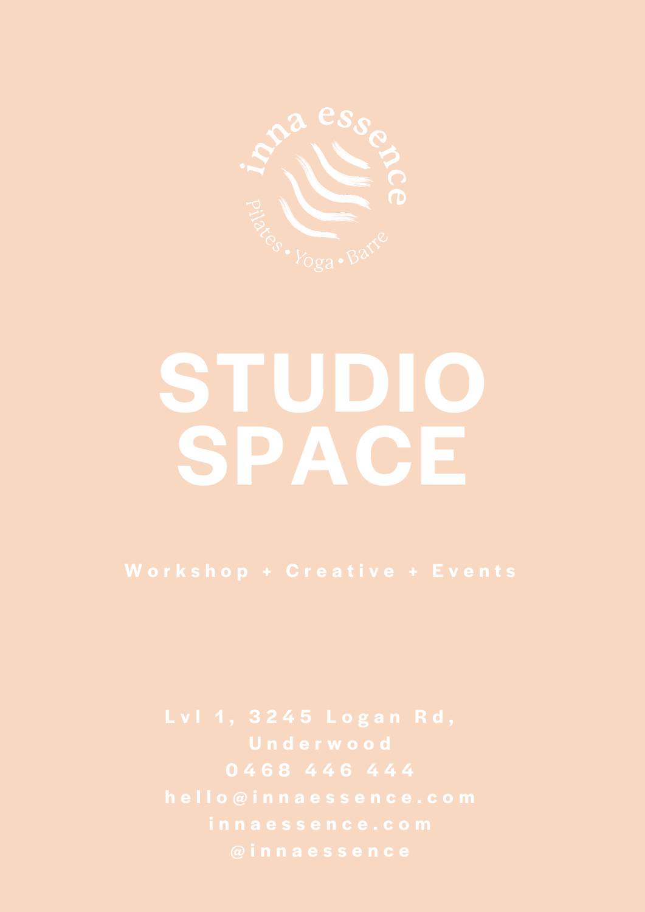inna essence

Pilates • Yoga • Barre

# STUDIO SPACE

Workshop + Creative + Events

Lvl 1, 3245 Logan Rd,
Underwood
0468 446 444
hello@innaessence.com
innaessence.com
@innaessence